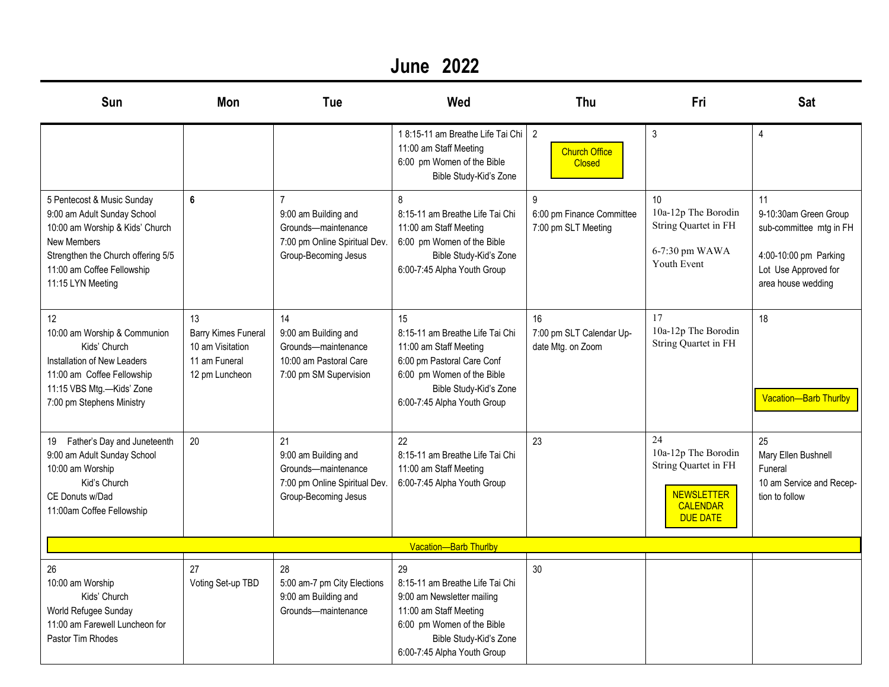# June 2022

| Sun | Mon | Tue | Wed | Thu | Fri | Sat |
|---|---|---|---|---|---|---|
| | | | 1 8:15-11 am Breathe Life Tai Chi<br>11:00 am Staff Meeting<br>6:00 pm Women of the Bible Bible Study-Kid's Zone | 2<br>Church Office Closed | 3 | 4 |
| 5 Pentecost & Music Sunday<br>9:00 am Adult Sunday School<br>10:00 am Worship & Kids' Church<br>New Members<br>Strengthen the Church offering 5/5<br>11:00 am Coffee Fellowship<br>11:15 LYN Meeting | **6** | 7<br>9:00 am Building and Grounds—maintenance<br>7:00 pm Online Spiritual Dev. Group-Becoming Jesus | 8<br>8:15-11 am Breathe Life Tai Chi<br>11:00 am Staff Meeting<br>6:00 pm Women of the Bible Bible Study-Kid's Zone<br>6:00-7:45 Alpha Youth Group | 9<br>6:00 pm Finance Committee<br>7:00 pm SLT Meeting | 10<br>10a-12p The Borodin String Quartet in FH<br>6-7:30 pm WAWA Youth Event | 11<br>9-10:30am Green Group sub-committee mtg in FH<br>4:00-10:00 pm Parking Lot Use Approved for area house wedding |
| 12<br>10:00 am Worship & Communion Kids' Church<br>Installation of New Leaders<br>11:00 am Coffee Fellowship<br>11:15 VBS Mtg.—Kids' Zone<br>7:00 pm Stephens Ministry | 13<br>Barry Kimes Funeral<br>10 am Visitation<br>11 am Funeral<br>12 pm Luncheon | 14<br>9:00 am Building and Grounds—maintenance<br>10:00 am Pastoral Care<br>7:00 pm SM Supervision | 15<br>8:15-11 am Breathe Life Tai Chi<br>11:00 am Staff Meeting<br>6:00 pm Pastoral Care Conf<br>6:00 pm Women of the Bible Bible Study-Kid's Zone<br>6:00-7:45 Alpha Youth Group | 16<br>7:00 pm SLT Calendar Up-date Mtg. on Zoom | 17<br>10a-12p The Borodin String Quartet in FH | 18<br>Vacation—Barb Thurlby |
| 19 Father's Day and Juneteenth<br>9:00 am Adult Sunday School<br>10:00 am Worship Kid's Church<br>CE Donuts w/Dad<br>11:00am Coffee Fellowship | 20 | 21<br>9:00 am Building and Grounds—maintenance<br>7:00 pm Online Spiritual Dev. Group-Becoming Jesus | 22<br>8:15-11 am Breathe Life Tai Chi<br>11:00 am Staff Meeting<br>6:00-7:45 Alpha Youth Group | 23 | 24<br>10a-12p The Borodin String Quartet in FH<br>NEWSLETTER CALENDAR DUE DATE | 25<br>Mary Ellen Bushnell Funeral<br>10 am Service and Recep-tion to follow |
| Vacation—Barb Thurlby | | | | | | |
| 26<br>10:00 am Worship Kids' Church<br>World Refugee Sunday<br>11:00 am Farewell Luncheon for Pastor Tim Rhodes | 27<br>Voting Set-up TBD | 28<br>5:00 am-7 pm City Elections<br>9:00 am Building and Grounds—maintenance | 29<br>8:15-11 am Breathe Life Tai Chi<br>9:00 am Newsletter mailing<br>11:00 am Staff Meeting<br>6:00 pm Women of the Bible Bible Study-Kid's Zone<br>6:00-7:45 Alpha Youth Group | 30 | | |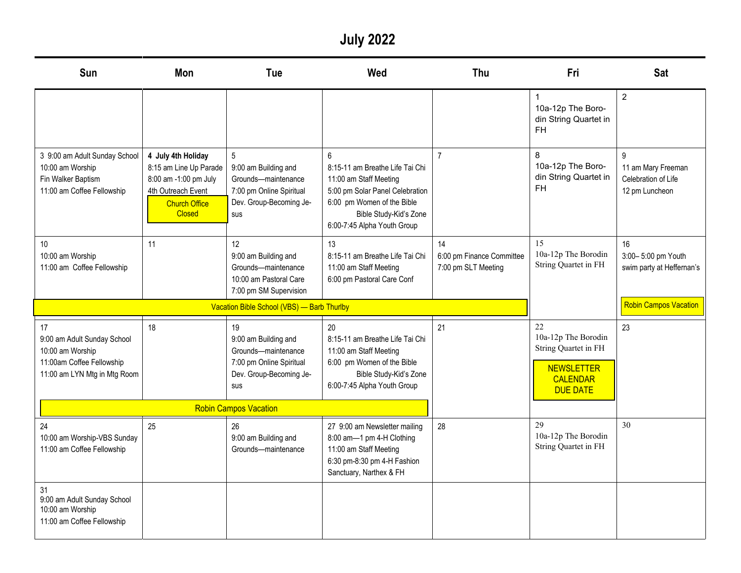# July 2022

| Sun | Mon | Tue | Wed | Thu | Fri | Sat |
|---|---|---|---|---|---|---|
| | | | | | 1<br>10a-12p The Borodin String Quartet in FH | 2 |
| 3 9:00 am Adult Sunday School<br>10:00 am Worship<br>Fin Walker Baptism<br>11:00 am Coffee Fellowship | **4 July 4th Holiday**<br>8:15 am Line Up Parade<br>8:00 am -1:00 pm July 4th Outreach Event<br>Church Office Closed | 5<br>9:00 am Building and Grounds—maintenance<br>7:00 pm Online Spiritual Dev. Group-Becoming Jesus | 6<br>8:15-11 am Breathe Life Tai Chi<br>11:00 am Staff Meeting<br>5:00 pm Solar Panel Celebration<br>6:00 pm Women of the Bible Bible Study-Kid's Zone<br>6:00-7:45 Alpha Youth Group | 7 | 8<br>10a-12p The Borodin String Quartet in FH | 9<br>11 am Mary Freeman Celebration of Life<br>12 pm Luncheon |
| 10<br>10:00 am Worship<br>11:00 am Coffee Fellowship<br>Vacation Bible School (VBS) — Barb Thurlby | 11 | 12<br>9:00 am Building and Grounds—maintenance<br>10:00 am Pastoral Care<br>7:00 pm SM Supervision | 13<br>8:15-11 am Breathe Life Tai Chi<br>11:00 am Staff Meeting<br>6:00 pm Pastoral Care Conf | 14<br>6:00 pm Finance Committee<br>7:00 pm SLT Meeting | 15<br>10a-12p The Borodin String Quartet in FH | 16<br>3:00– 5:00 pm Youth swim party at Heffernan's<br>Robin Campos Vacation |
| 17<br>9:00 am Adult Sunday School<br>10:00 am Worship<br>11:00am Coffee Fellowship<br>11:00 am LYN Mtg in Mtg Room<br>Robin Campos Vacation | 18 | 19<br>9:00 am Building and Grounds—maintenance<br>7:00 pm Online Spiritual Dev. Group-Becoming Jesus | 20<br>8:15-11 am Breathe Life Tai Chi<br>11:00 am Staff Meeting<br>6:00 pm Women of the Bible Bible Study-Kid's Zone<br>6:00-7:45 Alpha Youth Group | 21 | 22<br>10a-12p The Borodin String Quartet in FH<br>NEWSLETTER CALENDAR DUE DATE | 23 |
| 24<br>10:00 am Worship-VBS Sunday<br>11:00 am Coffee Fellowship | 25 | 26<br>9:00 am Building and Grounds—maintenance | 27 9:00 am Newsletter mailing<br>8:00 am—1 pm 4-H Clothing<br>11:00 am Staff Meeting<br>6:30 pm-8:30 pm 4-H Fashion Sanctuary, Narthex & FH | 28 | 29<br>10a-12p The Borodin String Quartet in FH | 30 |
| 31<br>9:00 am Adult Sunday School<br>10:00 am Worship<br>11:00 am Coffee Fellowship | | | | | | |

Notes: "Vacation Bible School (VBS) — Barb Thurlby" spans Sun July 10 – Thu July 14. "Robin Campos Vacation" spans Sat July 16 – Wed July 20.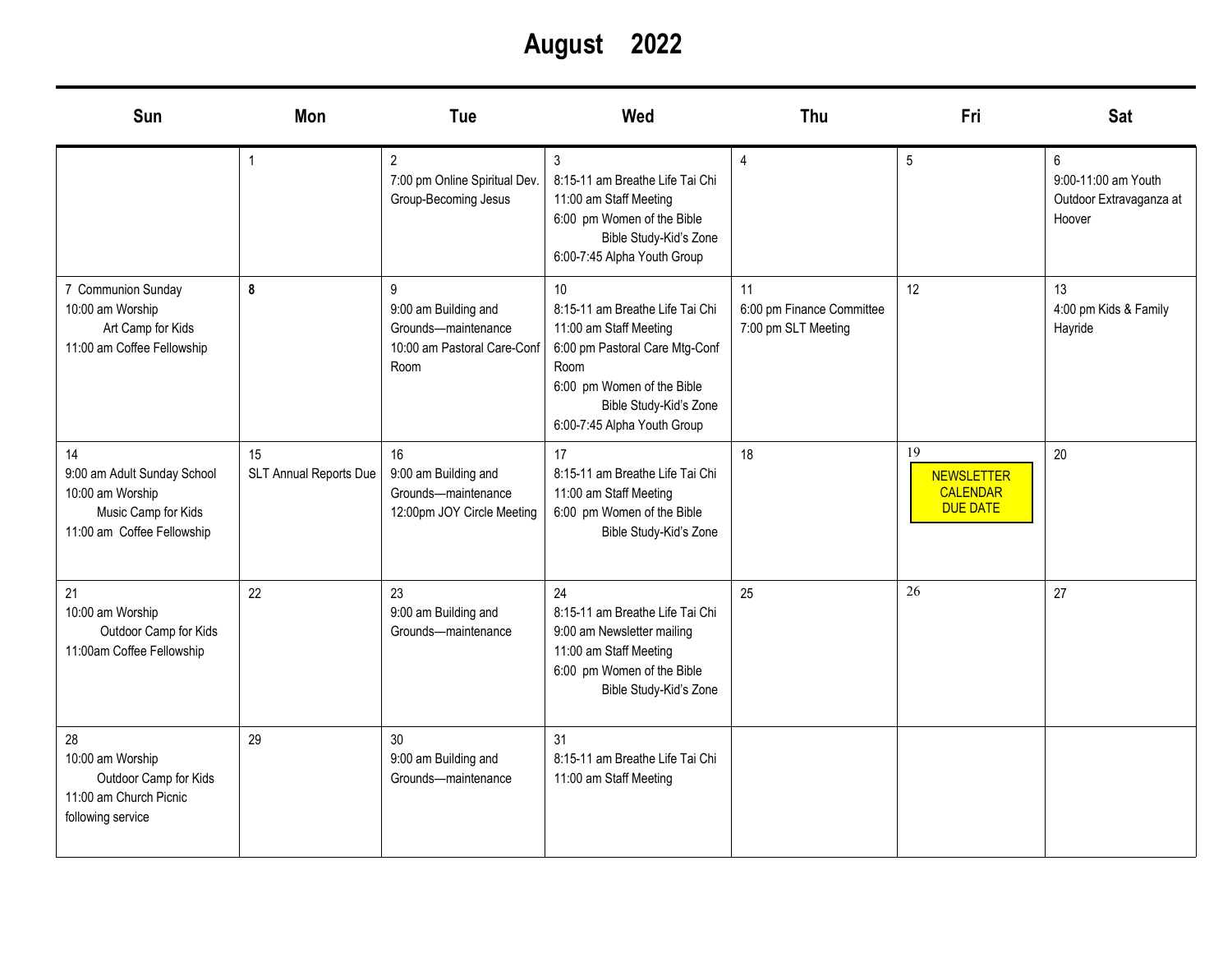# August 2022

| Sun | Mon | Tue | Wed | Thu | Fri | Sat |
|---|---|---|---|---|---|---|
| | 1 | 2<br>7:00 pm Online Spiritual Dev. Group-Becoming Jesus | 3<br>8:15-11 am Breathe Life Tai Chi<br>11:00 am Staff Meeting<br>6:00 pm Women of the Bible Bible Study-Kid's Zone<br>6:00-7:45 Alpha Youth Group | 4 | 5 | 6<br>9:00-11:00 am Youth Outdoor Extravaganza at Hoover |
| 7 Communion Sunday<br>10:00 am Worship<br>Art Camp for Kids<br>11:00 am Coffee Fellowship | **8** | 9<br>9:00 am Building and Grounds—maintenance<br>10:00 am Pastoral Care-Conf Room | 10<br>8:15-11 am Breathe Life Tai Chi<br>11:00 am Staff Meeting<br>6:00 pm Pastoral Care Mtg-Conf Room<br>6:00 pm Women of the Bible Bible Study-Kid's Zone<br>6:00-7:45 Alpha Youth Group | 11<br>6:00 pm Finance Committee<br>7:00 pm SLT Meeting | 12 | 13<br>4:00 pm Kids & Family Hayride |
| 14<br>9:00 am Adult Sunday School<br>10:00 am Worship<br>Music Camp for Kids<br>11:00 am Coffee Fellowship | 15<br>SLT Annual Reports Due | 16<br>9:00 am Building and Grounds—maintenance<br>12:00pm JOY Circle Meeting | 17<br>8:15-11 am Breathe Life Tai Chi<br>11:00 am Staff Meeting<br>6:00 pm Women of the Bible Bible Study-Kid's Zone | 18 | 19<br>NEWSLETTER CALENDAR DUE DATE | 20 |
| 21<br>10:00 am Worship<br>Outdoor Camp for Kids<br>11:00am Coffee Fellowship | 22 | 23<br>9:00 am Building and Grounds—maintenance | 24<br>8:15-11 am Breathe Life Tai Chi<br>9:00 am Newsletter mailing<br>11:00 am Staff Meeting<br>6:00 pm Women of the Bible Bible Study-Kid's Zone | 25 | 26 | 27 |
| 28<br>10:00 am Worship<br>Outdoor Camp for Kids<br>11:00 am Church Picnic following service | 29 | 30<br>9:00 am Building and Grounds—maintenance | 31<br>8:15-11 am Breathe Life Tai Chi<br>11:00 am Staff Meeting | | | |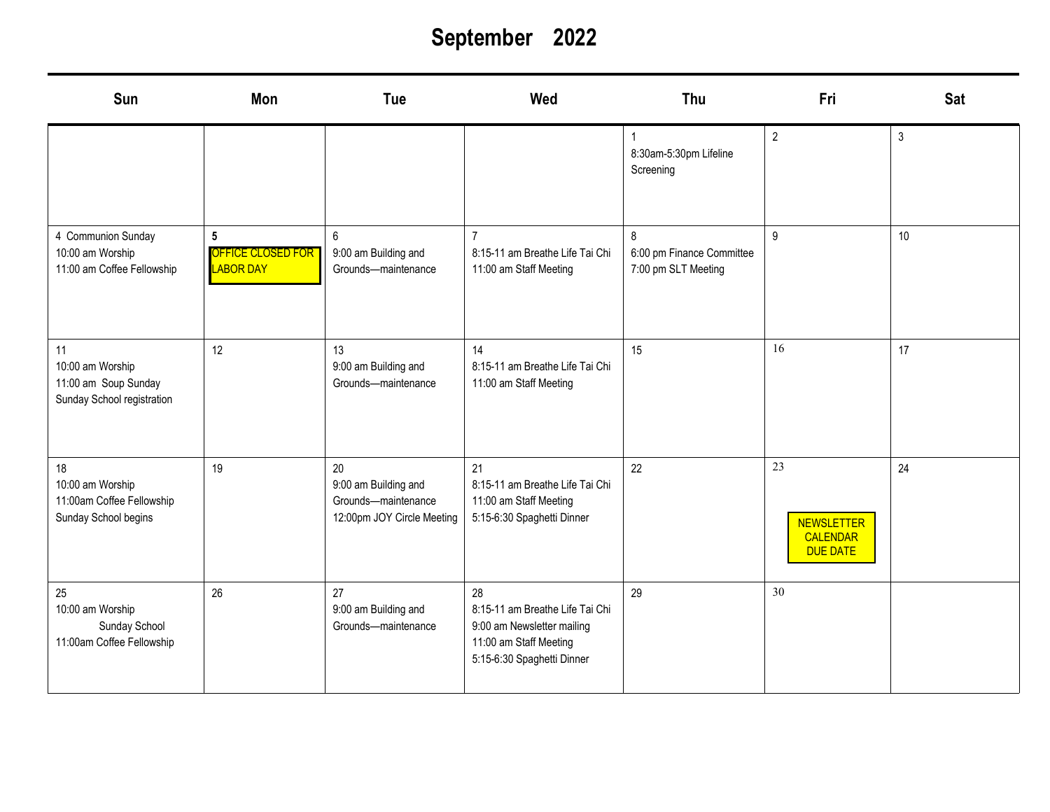# September 2022

| Sun | Mon | Tue | Wed | Thu | Fri | Sat |
|---|---|---|---|---|---|---|
| | | | | 1<br>8:30am-5:30pm Lifeline Screening | 2 | 3 |
| 4 Communion Sunday<br>10:00 am Worship<br>11:00 am Coffee Fellowship | **5**<br>OFFICE CLOSED FOR LABOR DAY | 6<br>9:00 am Building and Grounds—maintenance | 7<br>8:15-11 am Breathe Life Tai Chi<br>11:00 am Staff Meeting | 8<br>6:00 pm Finance Committee<br>7:00 pm SLT Meeting | 9 | 10 |
| 11<br>10:00 am Worship<br>11:00 am Soup Sunday<br>Sunday School registration | 12 | 13<br>9:00 am Building and Grounds—maintenance | 14<br>8:15-11 am Breathe Life Tai Chi<br>11:00 am Staff Meeting | 15 | 16 | 17 |
| 18<br>10:00 am Worship<br>11:00am Coffee Fellowship<br>Sunday School begins | 19 | 20<br>9:00 am Building and Grounds—maintenance<br>12:00pm JOY Circle Meeting | 21<br>8:15-11 am Breathe Life Tai Chi<br>11:00 am Staff Meeting<br>5:15-6:30 Spaghetti Dinner | 22 | 23<br>NEWSLETTER CALENDAR DUE DATE | 24 |
| 25<br>10:00 am Worship<br>Sunday School<br>11:00am Coffee Fellowship | 26 | 27<br>9:00 am Building and Grounds—maintenance | 28<br>8:15-11 am Breathe Life Tai Chi<br>9:00 am Newsletter mailing<br>11:00 am Staff Meeting<br>5:15-6:30 Spaghetti Dinner | 29 | 30 | |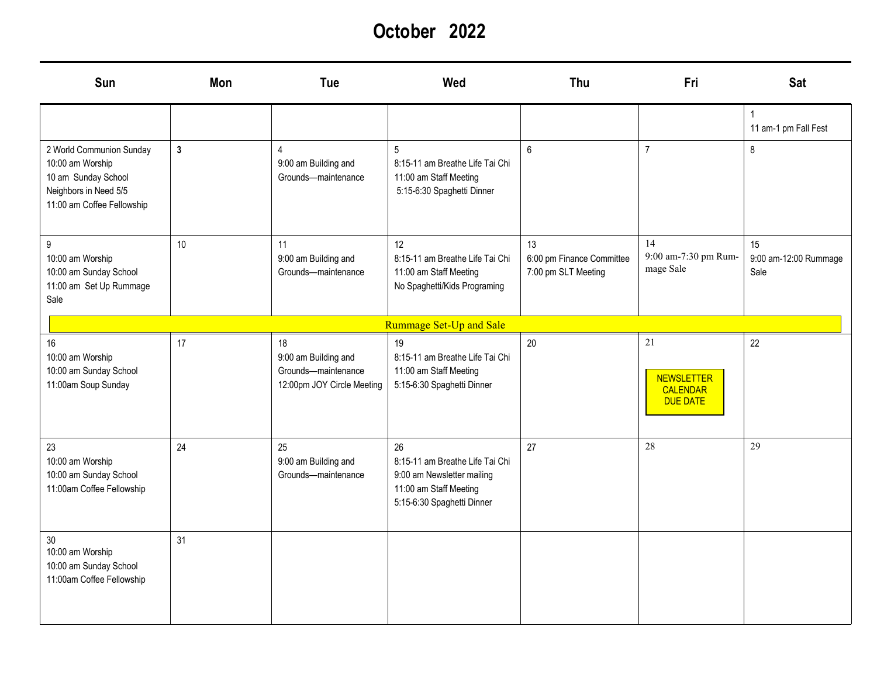# October 2022

| Sun | Mon | Tue | Wed | Thu | Fri | Sat |
|---|---|---|---|---|---|---|
| | | | | | | 1<br>11 am-1 pm Fall Fest |
| 2 World Communion Sunday<br>10:00 am Worship<br>10 am Sunday School<br>Neighbors in Need 5/5<br>11:00 am Coffee Fellowship | **3** | 4<br>9:00 am Building and Grounds—maintenance | 5<br>8:15-11 am Breathe Life Tai Chi<br>11:00 am Staff Meeting<br>5:15-6:30 Spaghetti Dinner | 6 | 7 | 8 |
| 9<br>10:00 am Worship<br>10:00 am Sunday School<br>11:00 am Set Up Rummage Sale | 10 | 11<br>9:00 am Building and Grounds—maintenance | 12<br>8:15-11 am Breathe Life Tai Chi<br>11:00 am Staff Meeting<br>No Spaghetti/Kids Programing | 13<br>6:00 pm Finance Committee<br>7:00 pm SLT Meeting | 14<br>9:00 am-7:30 pm Rummage Sale | 15<br>9:00 am-12:00 Rummage Sale |
| Rummage Set-Up and Sale | | | | | | |
| 16<br>10:00 am Worship<br>10:00 am Sunday School<br>11:00am Soup Sunday | 17 | 18<br>9:00 am Building and Grounds—maintenance<br>12:00pm JOY Circle Meeting | 19<br>8:15-11 am Breathe Life Tai Chi<br>11:00 am Staff Meeting<br>5:15-6:30 Spaghetti Dinner | 20 | 21<br>NEWSLETTER CALENDAR DUE DATE | 22 |
| 23<br>10:00 am Worship<br>10:00 am Sunday School<br>11:00am Coffee Fellowship | 24 | 25<br>9:00 am Building and Grounds—maintenance | 26<br>8:15-11 am Breathe Life Tai Chi<br>9:00 am Newsletter mailing<br>11:00 am Staff Meeting<br>5:15-6:30 Spaghetti Dinner | 27 | 28 | 29 |
| 30<br>10:00 am Worship<br>10:00 am Sunday School<br>11:00am Coffee Fellowship | 31 | | | | | |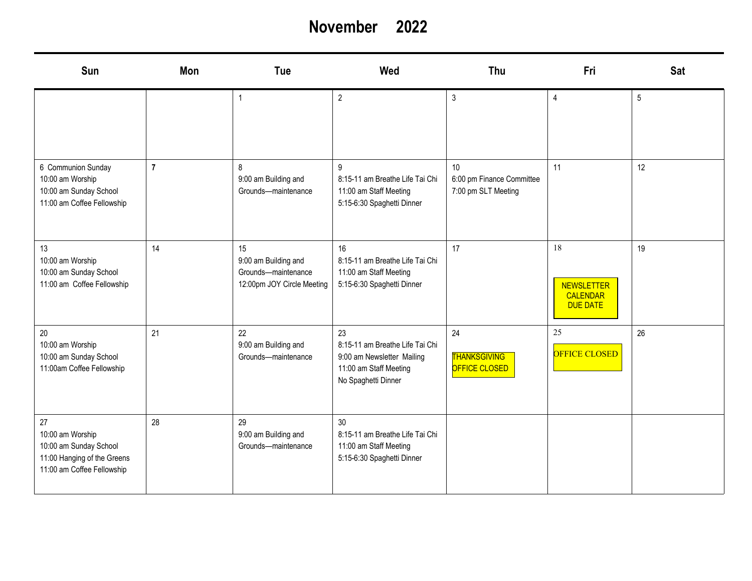# November 2022

| Sun | Mon | Tue | Wed | Thu | Fri | Sat |
|---|---|---|---|---|---|---|
| | | 1 | 2 | 3 | 4 | 5 |
| 6 Communion Sunday<br>10:00 am Worship<br>10:00 am Sunday School<br>11:00 am Coffee Fellowship | **7** | 8<br>9:00 am Building and Grounds—maintenance | 9<br>8:15-11 am Breathe Life Tai Chi<br>11:00 am Staff Meeting<br>5:15-6:30 Spaghetti Dinner | 10<br>6:00 pm Finance Committee<br>7:00 pm SLT Meeting | 11 | 12 |
| 13<br>10:00 am Worship<br>10:00 am Sunday School<br>11:00 am Coffee Fellowship | 14 | 15<br>9:00 am Building and Grounds—maintenance<br>12:00pm JOY Circle Meeting | 16<br>8:15-11 am Breathe Life Tai Chi<br>11:00 am Staff Meeting<br>5:15-6:30 Spaghetti Dinner | 17 | 18<br>NEWSLETTER CALENDAR DUE DATE | 19 |
| 20<br>10:00 am Worship<br>10:00 am Sunday School<br>11:00am Coffee Fellowship | 21 | 22<br>9:00 am Building and Grounds—maintenance | 23<br>8:15-11 am Breathe Life Tai Chi<br>9:00 am Newsletter Mailing<br>11:00 am Staff Meeting<br>No Spaghetti Dinner | 24<br>THANKSGIVING OFFICE CLOSED | 25<br>OFFICE CLOSED | 26 |
| 27<br>10:00 am Worship<br>10:00 am Sunday School<br>11:00 Hanging of the Greens<br>11:00 am Coffee Fellowship | 28 | 29<br>9:00 am Building and Grounds—maintenance | 30<br>8:15-11 am Breathe Life Tai Chi<br>11:00 am Staff Meeting<br>5:15-6:30 Spaghetti Dinner | | | |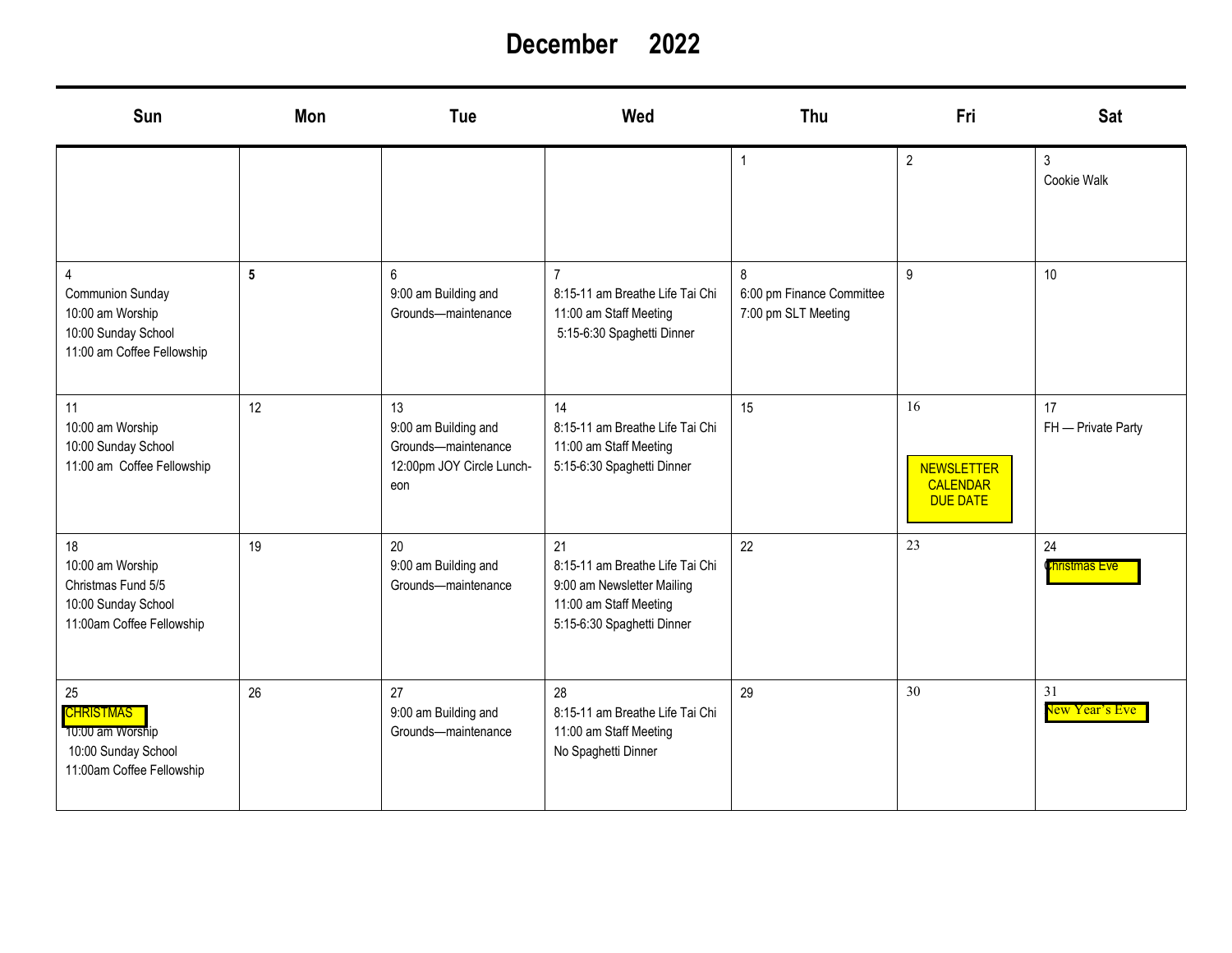# December 2022

| Sun | Mon | Tue | Wed | Thu | Fri | Sat |
|---|---|---|---|---|---|---|
| | | | | 1 | 2 | 3<br>Cookie Walk |
| 4<br>Communion Sunday<br>10:00 am Worship<br>10:00 Sunday School<br>11:00 am Coffee Fellowship | **5** | 6<br>9:00 am Building and Grounds—maintenance | 7<br>8:15-11 am Breathe Life Tai Chi<br>11:00 am Staff Meeting<br>5:15-6:30 Spaghetti Dinner | 8<br>6:00 pm Finance Committee<br>7:00 pm SLT Meeting | 9 | 10 |
| 11<br>10:00 am Worship<br>10:00 Sunday School<br>11:00 am Coffee Fellowship | 12 | 13<br>9:00 am Building and Grounds—maintenance<br>12:00pm JOY Circle Luncheon | 14<br>8:15-11 am Breathe Life Tai Chi<br>11:00 am Staff Meeting<br>5:15-6:30 Spaghetti Dinner | 15 | 16<br>NEWSLETTER CALENDAR DUE DATE | 17<br>FH — Private Party |
| 18<br>10:00 am Worship<br>Christmas Fund 5/5<br>10:00 Sunday School<br>11:00am Coffee Fellowship | 19 | 20<br>9:00 am Building and Grounds—maintenance | 21<br>8:15-11 am Breathe Life Tai Chi<br>9:00 am Newsletter Mailing<br>11:00 am Staff Meeting<br>5:15-6:30 Spaghetti Dinner | 22 | 23 | 24<br>Christmas Eve |
| 25<br>CHRISTMAS<br>10:00 am Worship<br>10:00 Sunday School<br>11:00am Coffee Fellowship | 26 | 27<br>9:00 am Building and Grounds—maintenance | 28<br>8:15-11 am Breathe Life Tai Chi<br>11:00 am Staff Meeting<br>No Spaghetti Dinner | 29 | 30 | 31<br>New Year's Eve |